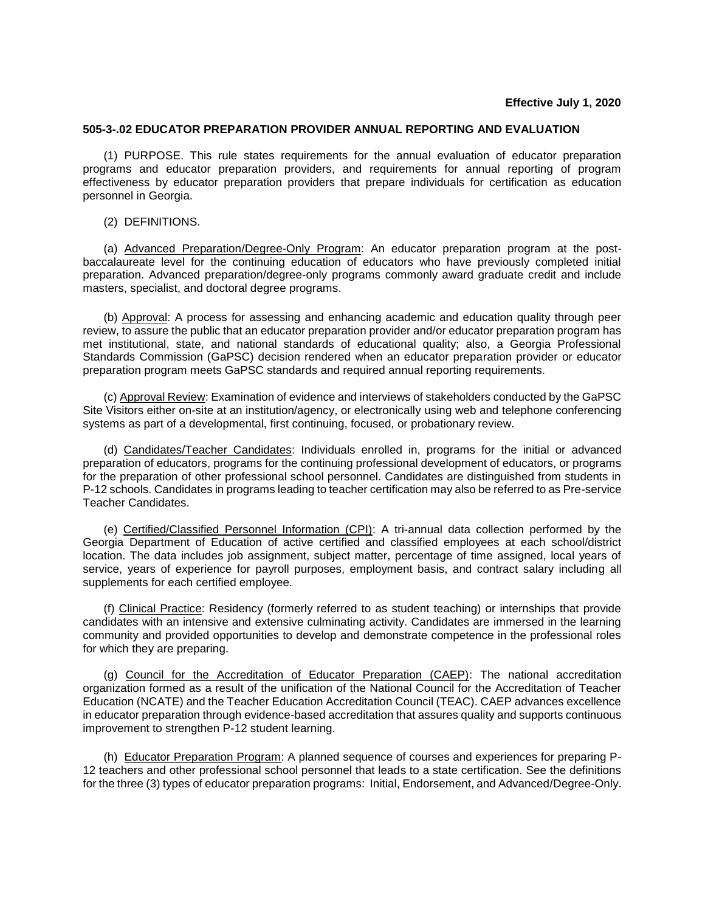**Effective July 1, 2020**

## 505-3-.02 EDUCATOR PREPARATION PROVIDER ANNUAL REPORTING AND EVALUATION

(1) PURPOSE. This rule states requirements for the annual evaluation of educator preparation programs and educator preparation providers, and requirements for annual reporting of program effectiveness by educator preparation providers that prepare individuals for certification as education personnel in Georgia.

(2) DEFINITIONS.

(a) Advanced Preparation/Degree-Only Program: An educator preparation program at the post-baccalaureate level for the continuing education of educators who have previously completed initial preparation. Advanced preparation/degree-only programs commonly award graduate credit and include masters, specialist, and doctoral degree programs.

(b) Approval: A process for assessing and enhancing academic and education quality through peer review, to assure the public that an educator preparation provider and/or educator preparation program has met institutional, state, and national standards of educational quality; also, a Georgia Professional Standards Commission (GaPSC) decision rendered when an educator preparation provider or educator preparation program meets GaPSC standards and required annual reporting requirements.

(c) Approval Review: Examination of evidence and interviews of stakeholders conducted by the GaPSC Site Visitors either on-site at an institution/agency, or electronically using web and telephone conferencing systems as part of a developmental, first continuing, focused, or probationary review.

(d) Candidates/Teacher Candidates: Individuals enrolled in, programs for the initial or advanced preparation of educators, programs for the continuing professional development of educators, or programs for the preparation of other professional school personnel. Candidates are distinguished from students in P-12 schools. Candidates in programs leading to teacher certification may also be referred to as Pre-service Teacher Candidates.

(e) Certified/Classified Personnel Information (CPI): A tri-annual data collection performed by the Georgia Department of Education of active certified and classified employees at each school/district location. The data includes job assignment, subject matter, percentage of time assigned, local years of service, years of experience for payroll purposes, employment basis, and contract salary including all supplements for each certified employee.

(f) Clinical Practice: Residency (formerly referred to as student teaching) or internships that provide candidates with an intensive and extensive culminating activity. Candidates are immersed in the learning community and provided opportunities to develop and demonstrate competence in the professional roles for which they are preparing.

(g) Council for the Accreditation of Educator Preparation (CAEP): The national accreditation organization formed as a result of the unification of the National Council for the Accreditation of Teacher Education (NCATE) and the Teacher Education Accreditation Council (TEAC). CAEP advances excellence in educator preparation through evidence-based accreditation that assures quality and supports continuous improvement to strengthen P-12 student learning.

(h) Educator Preparation Program: A planned sequence of courses and experiences for preparing P-12 teachers and other professional school personnel that leads to a state certification. See the definitions for the three (3) types of educator preparation programs: Initial, Endorsement, and Advanced/Degree-Only.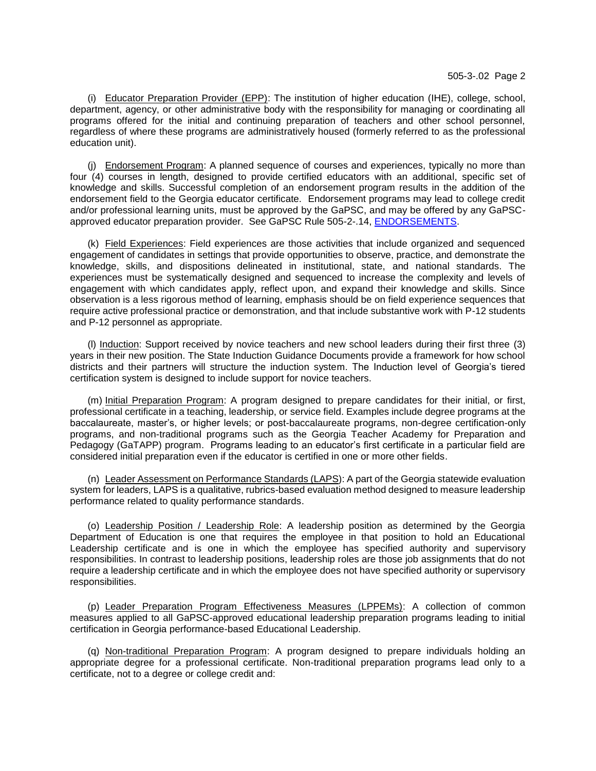(i) Educator Preparation Provider (EPP): The institution of higher education (IHE), college, school, department, agency, or other administrative body with the responsibility for managing or coordinating all programs offered for the initial and continuing preparation of teachers and other school personnel, regardless of where these programs are administratively housed (formerly referred to as the professional education unit).

(j) Endorsement Program: A planned sequence of courses and experiences, typically no more than four (4) courses in length, designed to provide certified educators with an additional, specific set of knowledge and skills. Successful completion of an endorsement program results in the addition of the endorsement field to the Georgia educator certificate. Endorsement programs may lead to college credit and/or professional learning units, must be approved by the GaPSC, and may be offered by any GaPSC-approved educator preparation provider. See GaPSC Rule 505-2-.14, ENDORSEMENTS.

(k) Field Experiences: Field experiences are those activities that include organized and sequenced engagement of candidates in settings that provide opportunities to observe, practice, and demonstrate the knowledge, skills, and dispositions delineated in institutional, state, and national standards. The experiences must be systematically designed and sequenced to increase the complexity and levels of engagement with which candidates apply, reflect upon, and expand their knowledge and skills. Since observation is a less rigorous method of learning, emphasis should be on field experience sequences that require active professional practice or demonstration, and that include substantive work with P-12 students and P-12 personnel as appropriate.

(l) Induction: Support received by novice teachers and new school leaders during their first three (3) years in their new position. The State Induction Guidance Documents provide a framework for how school districts and their partners will structure the induction system. The Induction level of Georgia's tiered certification system is designed to include support for novice teachers.

(m) Initial Preparation Program: A program designed to prepare candidates for their initial, or first, professional certificate in a teaching, leadership, or service field. Examples include degree programs at the baccalaureate, master's, or higher levels; or post-baccalaureate programs, non-degree certification-only programs, and non-traditional programs such as the Georgia Teacher Academy for Preparation and Pedagogy (GaTAPP) program. Programs leading to an educator's first certificate in a particular field are considered initial preparation even if the educator is certified in one or more other fields.

(n) Leader Assessment on Performance Standards (LAPS): A part of the Georgia statewide evaluation system for leaders, LAPS is a qualitative, rubrics-based evaluation method designed to measure leadership performance related to quality performance standards.

(o) Leadership Position / Leadership Role: A leadership position as determined by the Georgia Department of Education is one that requires the employee in that position to hold an Educational Leadership certificate and is one in which the employee has specified authority and supervisory responsibilities. In contrast to leadership positions, leadership roles are those job assignments that do not require a leadership certificate and in which the employee does not have specified authority or supervisory responsibilities.

(p) Leader Preparation Program Effectiveness Measures (LPPEMs): A collection of common measures applied to all GaPSC-approved educational leadership preparation programs leading to initial certification in Georgia performance-based Educational Leadership.

(q) Non-traditional Preparation Program: A program designed to prepare individuals holding an appropriate degree for a professional certificate. Non-traditional preparation programs lead only to a certificate, not to a degree or college credit and: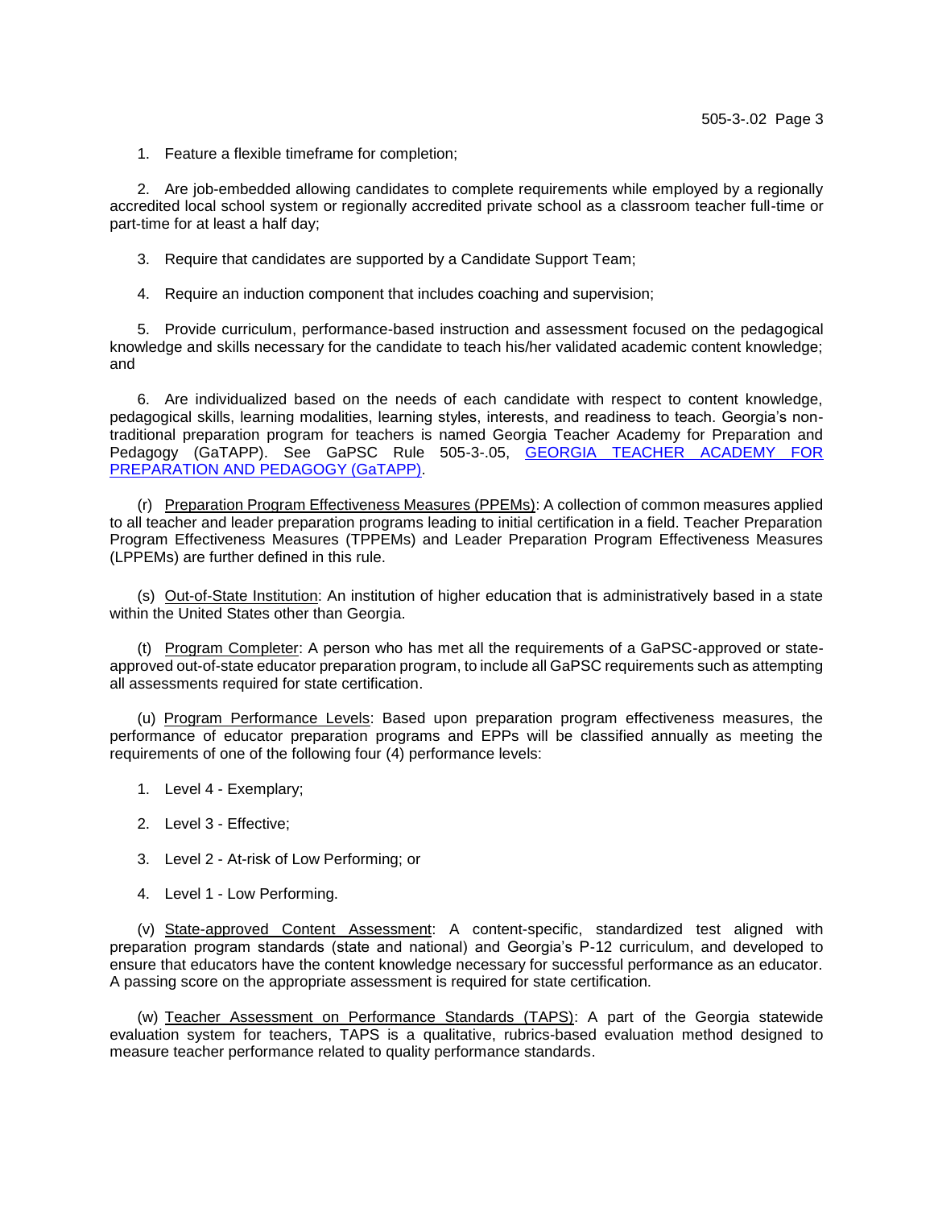1. Feature a flexible timeframe for completion;

2. Are job-embedded allowing candidates to complete requirements while employed by a regionally accredited local school system or regionally accredited private school as a classroom teacher full-time or part-time for at least a half day;

3. Require that candidates are supported by a Candidate Support Team;

4. Require an induction component that includes coaching and supervision;

5. Provide curriculum, performance-based instruction and assessment focused on the pedagogical knowledge and skills necessary for the candidate to teach his/her validated academic content knowledge; and

6. Are individualized based on the needs of each candidate with respect to content knowledge, pedagogical skills, learning modalities, learning styles, interests, and readiness to teach. Georgia's non-traditional preparation program for teachers is named Georgia Teacher Academy for Preparation and Pedagogy (GaTAPP). See GaPSC Rule 505-3-.05, [GEORGIA TEACHER ACADEMY FOR PREPARATION AND PEDAGOGY (GaTAPP)](#).

(r) <u>Preparation Program Effectiveness Measures (PPEMs)</u>: A collection of common measures applied to all teacher and leader preparation programs leading to initial certification in a field. Teacher Preparation Program Effectiveness Measures (TPPEMs) and Leader Preparation Program Effectiveness Measures (LPPEMs) are further defined in this rule.

(s) <u>Out-of-State Institution</u>: An institution of higher education that is administratively based in a state within the United States other than Georgia.

(t) <u>Program Completer</u>: A person who has met all the requirements of a GaPSC-approved or state-approved out-of-state educator preparation program, to include all GaPSC requirements such as attempting all assessments required for state certification.

(u) <u>Program Performance Levels</u>: Based upon preparation program effectiveness measures, the performance of educator preparation programs and EPPs will be classified annually as meeting the requirements of one of the following four (4) performance levels:

1. Level 4 - Exemplary;

2. Level 3 - Effective;

3. Level 2 - At-risk of Low Performing; or

4. Level 1 - Low Performing.

(v) <u>State-approved Content Assessment</u>: A content-specific, standardized test aligned with preparation program standards (state and national) and Georgia's P-12 curriculum, and developed to ensure that educators have the content knowledge necessary for successful performance as an educator. A passing score on the appropriate assessment is required for state certification.

(w) <u>Teacher Assessment on Performance Standards (TAPS)</u>: A part of the Georgia statewide evaluation system for teachers, TAPS is a qualitative, rubrics-based evaluation method designed to measure teacher performance related to quality performance standards.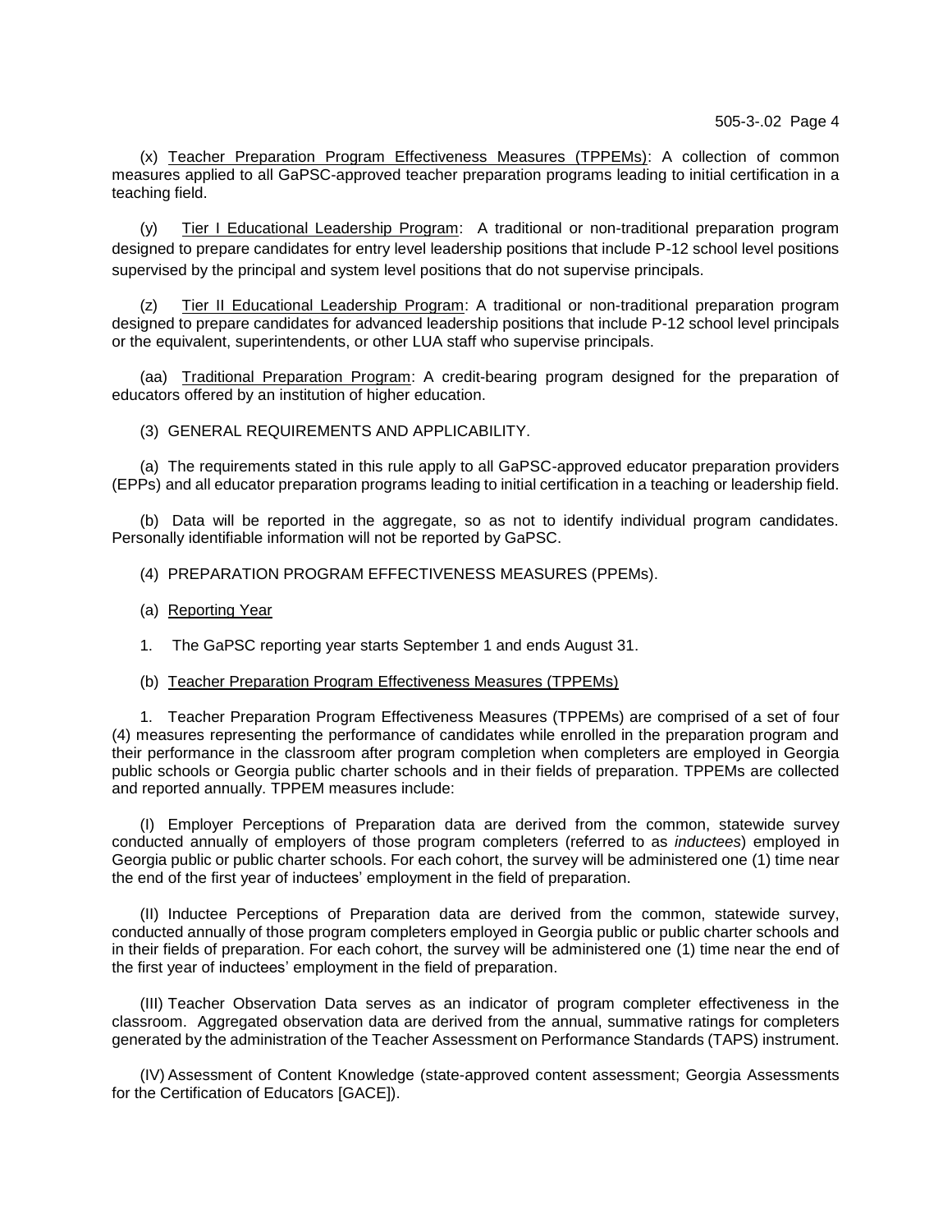(x) Teacher Preparation Program Effectiveness Measures (TPPEMs): A collection of common measures applied to all GaPSC-approved teacher preparation programs leading to initial certification in a teaching field.

(y) Tier I Educational Leadership Program: A traditional or non-traditional preparation program designed to prepare candidates for entry level leadership positions that include P-12 school level positions supervised by the principal and system level positions that do not supervise principals.

(z) Tier II Educational Leadership Program: A traditional or non-traditional preparation program designed to prepare candidates for advanced leadership positions that include P-12 school level principals or the equivalent, superintendents, or other LUA staff who supervise principals.

(aa) Traditional Preparation Program: A credit-bearing program designed for the preparation of educators offered by an institution of higher education.

(3) GENERAL REQUIREMENTS AND APPLICABILITY.

(a) The requirements stated in this rule apply to all GaPSC-approved educator preparation providers (EPPs) and all educator preparation programs leading to initial certification in a teaching or leadership field.

(b) Data will be reported in the aggregate, so as not to identify individual program candidates. Personally identifiable information will not be reported by GaPSC.

(4) PREPARATION PROGRAM EFFECTIVENESS MEASURES (PPEMs).

(a) Reporting Year

1. The GaPSC reporting year starts September 1 and ends August 31.

(b) Teacher Preparation Program Effectiveness Measures (TPPEMs)

1. Teacher Preparation Program Effectiveness Measures (TPPEMs) are comprised of a set of four (4) measures representing the performance of candidates while enrolled in the preparation program and their performance in the classroom after program completion when completers are employed in Georgia public schools or Georgia public charter schools and in their fields of preparation. TPPEMs are collected and reported annually. TPPEM measures include:

(I) Employer Perceptions of Preparation data are derived from the common, statewide survey conducted annually of employers of those program completers (referred to as *inductees*) employed in Georgia public or public charter schools. For each cohort, the survey will be administered one (1) time near the end of the first year of inductees' employment in the field of preparation.

(II) Inductee Perceptions of Preparation data are derived from the common, statewide survey, conducted annually of those program completers employed in Georgia public or public charter schools and in their fields of preparation. For each cohort, the survey will be administered one (1) time near the end of the first year of inductees' employment in the field of preparation.

(III) Teacher Observation Data serves as an indicator of program completer effectiveness in the classroom. Aggregated observation data are derived from the annual, summative ratings for completers generated by the administration of the Teacher Assessment on Performance Standards (TAPS) instrument.

(IV) Assessment of Content Knowledge (state-approved content assessment; Georgia Assessments for the Certification of Educators [GACE]).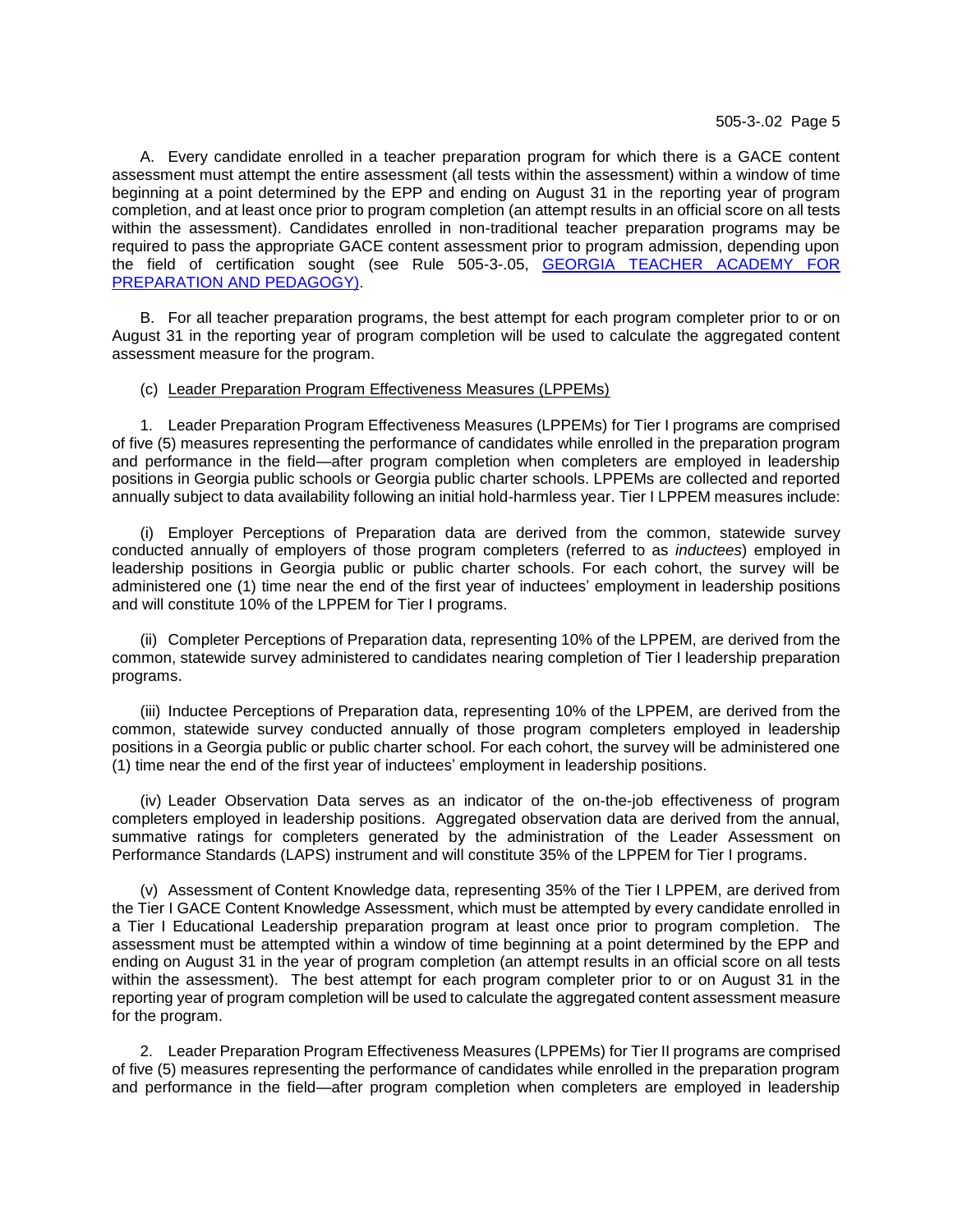A. Every candidate enrolled in a teacher preparation program for which there is a GACE content assessment must attempt the entire assessment (all tests within the assessment) within a window of time beginning at a point determined by the EPP and ending on August 31 in the reporting year of program completion, and at least once prior to program completion (an attempt results in an official score on all tests within the assessment). Candidates enrolled in non-traditional teacher preparation programs may be required to pass the appropriate GACE content assessment prior to program admission, depending upon the field of certification sought (see Rule 505-3-.05, GEORGIA TEACHER ACADEMY FOR PREPARATION AND PEDAGOGY).

B. For all teacher preparation programs, the best attempt for each program completer prior to or on August 31 in the reporting year of program completion will be used to calculate the aggregated content assessment measure for the program.

(c) Leader Preparation Program Effectiveness Measures (LPPEMs)

1. Leader Preparation Program Effectiveness Measures (LPPEMs) for Tier I programs are comprised of five (5) measures representing the performance of candidates while enrolled in the preparation program and performance in the field—after program completion when completers are employed in leadership positions in Georgia public schools or Georgia public charter schools. LPPEMs are collected and reported annually subject to data availability following an initial hold-harmless year. Tier I LPPEM measures include:

(i) Employer Perceptions of Preparation data are derived from the common, statewide survey conducted annually of employers of those program completers (referred to as *inductees*) employed in leadership positions in Georgia public or public charter schools. For each cohort, the survey will be administered one (1) time near the end of the first year of inductees' employment in leadership positions and will constitute 10% of the LPPEM for Tier I programs.

(ii) Completer Perceptions of Preparation data, representing 10% of the LPPEM, are derived from the common, statewide survey administered to candidates nearing completion of Tier I leadership preparation programs.

(iii) Inductee Perceptions of Preparation data, representing 10% of the LPPEM, are derived from the common, statewide survey conducted annually of those program completers employed in leadership positions in a Georgia public or public charter school. For each cohort, the survey will be administered one (1) time near the end of the first year of inductees' employment in leadership positions.

(iv) Leader Observation Data serves as an indicator of the on-the-job effectiveness of program completers employed in leadership positions. Aggregated observation data are derived from the annual, summative ratings for completers generated by the administration of the Leader Assessment on Performance Standards (LAPS) instrument and will constitute 35% of the LPPEM for Tier I programs.

(v) Assessment of Content Knowledge data, representing 35% of the Tier I LPPEM, are derived from the Tier I GACE Content Knowledge Assessment, which must be attempted by every candidate enrolled in a Tier I Educational Leadership preparation program at least once prior to program completion. The assessment must be attempted within a window of time beginning at a point determined by the EPP and ending on August 31 in the year of program completion (an attempt results in an official score on all tests within the assessment). The best attempt for each program completer prior to or on August 31 in the reporting year of program completion will be used to calculate the aggregated content assessment measure for the program.

2. Leader Preparation Program Effectiveness Measures (LPPEMs) for Tier II programs are comprised of five (5) measures representing the performance of candidates while enrolled in the preparation program and performance in the field—after program completion when completers are employed in leadership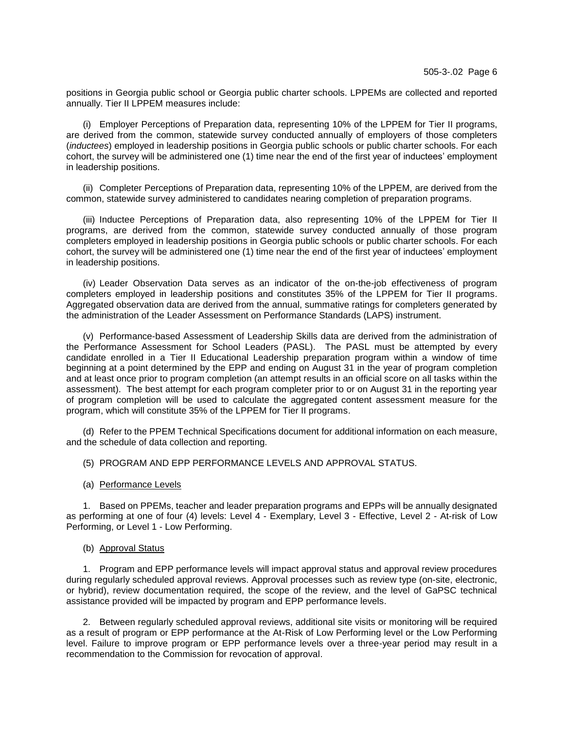positions in Georgia public school or Georgia public charter schools. LPPEMs are collected and reported annually. Tier II LPPEM measures include:

(i) Employer Perceptions of Preparation data, representing 10% of the LPPEM for Tier II programs, are derived from the common, statewide survey conducted annually of employers of those completers (*inductees*) employed in leadership positions in Georgia public schools or public charter schools. For each cohort, the survey will be administered one (1) time near the end of the first year of inductees' employment in leadership positions.

(ii) Completer Perceptions of Preparation data, representing 10% of the LPPEM, are derived from the common, statewide survey administered to candidates nearing completion of preparation programs.

(iii) Inductee Perceptions of Preparation data, also representing 10% of the LPPEM for Tier II programs, are derived from the common, statewide survey conducted annually of those program completers employed in leadership positions in Georgia public schools or public charter schools. For each cohort, the survey will be administered one (1) time near the end of the first year of inductees' employment in leadership positions.

(iv) Leader Observation Data serves as an indicator of the on-the-job effectiveness of program completers employed in leadership positions and constitutes 35% of the LPPEM for Tier II programs. Aggregated observation data are derived from the annual, summative ratings for completers generated by the administration of the Leader Assessment on Performance Standards (LAPS) instrument.

(v) Performance-based Assessment of Leadership Skills data are derived from the administration of the Performance Assessment for School Leaders (PASL). The PASL must be attempted by every candidate enrolled in a Tier II Educational Leadership preparation program within a window of time beginning at a point determined by the EPP and ending on August 31 in the year of program completion and at least once prior to program completion (an attempt results in an official score on all tasks within the assessment). The best attempt for each program completer prior to or on August 31 in the reporting year of program completion will be used to calculate the aggregated content assessment measure for the program, which will constitute 35% of the LPPEM for Tier II programs.

(d) Refer to the PPEM Technical Specifications document for additional information on each measure, and the schedule of data collection and reporting.

(5) PROGRAM AND EPP PERFORMANCE LEVELS AND APPROVAL STATUS.

(a) Performance Levels

1. Based on PPEMs, teacher and leader preparation programs and EPPs will be annually designated as performing at one of four (4) levels: Level 4 - Exemplary, Level 3 - Effective, Level 2 - At-risk of Low Performing, or Level 1 - Low Performing.

(b) Approval Status

1. Program and EPP performance levels will impact approval status and approval review procedures during regularly scheduled approval reviews. Approval processes such as review type (on-site, electronic, or hybrid), review documentation required, the scope of the review, and the level of GaPSC technical assistance provided will be impacted by program and EPP performance levels.

2. Between regularly scheduled approval reviews, additional site visits or monitoring will be required as a result of program or EPP performance at the At-Risk of Low Performing level or the Low Performing level. Failure to improve program or EPP performance levels over a three-year period may result in a recommendation to the Commission for revocation of approval.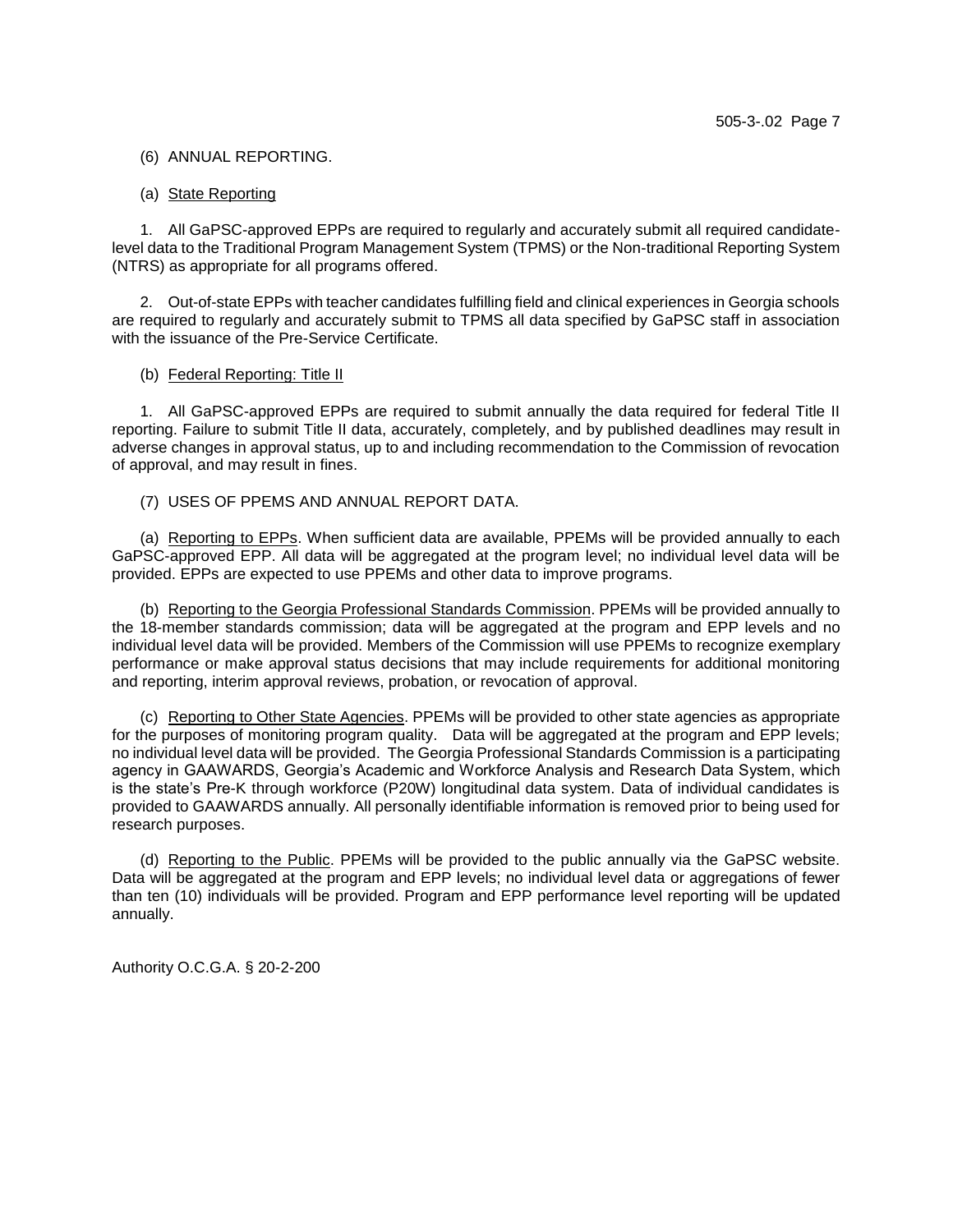(6) ANNUAL REPORTING.

(a) State Reporting

1. All GaPSC-approved EPPs are required to regularly and accurately submit all required candidate-level data to the Traditional Program Management System (TPMS) or the Non-traditional Reporting System (NTRS) as appropriate for all programs offered.

2. Out-of-state EPPs with teacher candidates fulfilling field and clinical experiences in Georgia schools are required to regularly and accurately submit to TPMS all data specified by GaPSC staff in association with the issuance of the Pre-Service Certificate.

(b) Federal Reporting: Title II

1. All GaPSC-approved EPPs are required to submit annually the data required for federal Title II reporting. Failure to submit Title II data, accurately, completely, and by published deadlines may result in adverse changes in approval status, up to and including recommendation to the Commission of revocation of approval, and may result in fines.

(7) USES OF PPEMS AND ANNUAL REPORT DATA.

(a) Reporting to EPPs. When sufficient data are available, PPEMs will be provided annually to each GaPSC-approved EPP. All data will be aggregated at the program level; no individual level data will be provided. EPPs are expected to use PPEMs and other data to improve programs.

(b) Reporting to the Georgia Professional Standards Commission. PPEMs will be provided annually to the 18-member standards commission; data will be aggregated at the program and EPP levels and no individual level data will be provided. Members of the Commission will use PPEMs to recognize exemplary performance or make approval status decisions that may include requirements for additional monitoring and reporting, interim approval reviews, probation, or revocation of approval.

(c) Reporting to Other State Agencies. PPEMs will be provided to other state agencies as appropriate for the purposes of monitoring program quality. Data will be aggregated at the program and EPP levels; no individual level data will be provided. The Georgia Professional Standards Commission is a participating agency in GAAWARDS, Georgia's Academic and Workforce Analysis and Research Data System, which is the state's Pre-K through workforce (P20W) longitudinal data system. Data of individual candidates is provided to GAAWARDS annually. All personally identifiable information is removed prior to being used for research purposes.

(d) Reporting to the Public. PPEMs will be provided to the public annually via the GaPSC website. Data will be aggregated at the program and EPP levels; no individual level data or aggregations of fewer than ten (10) individuals will be provided. Program and EPP performance level reporting will be updated annually.

Authority O.C.G.A. § 20-2-200